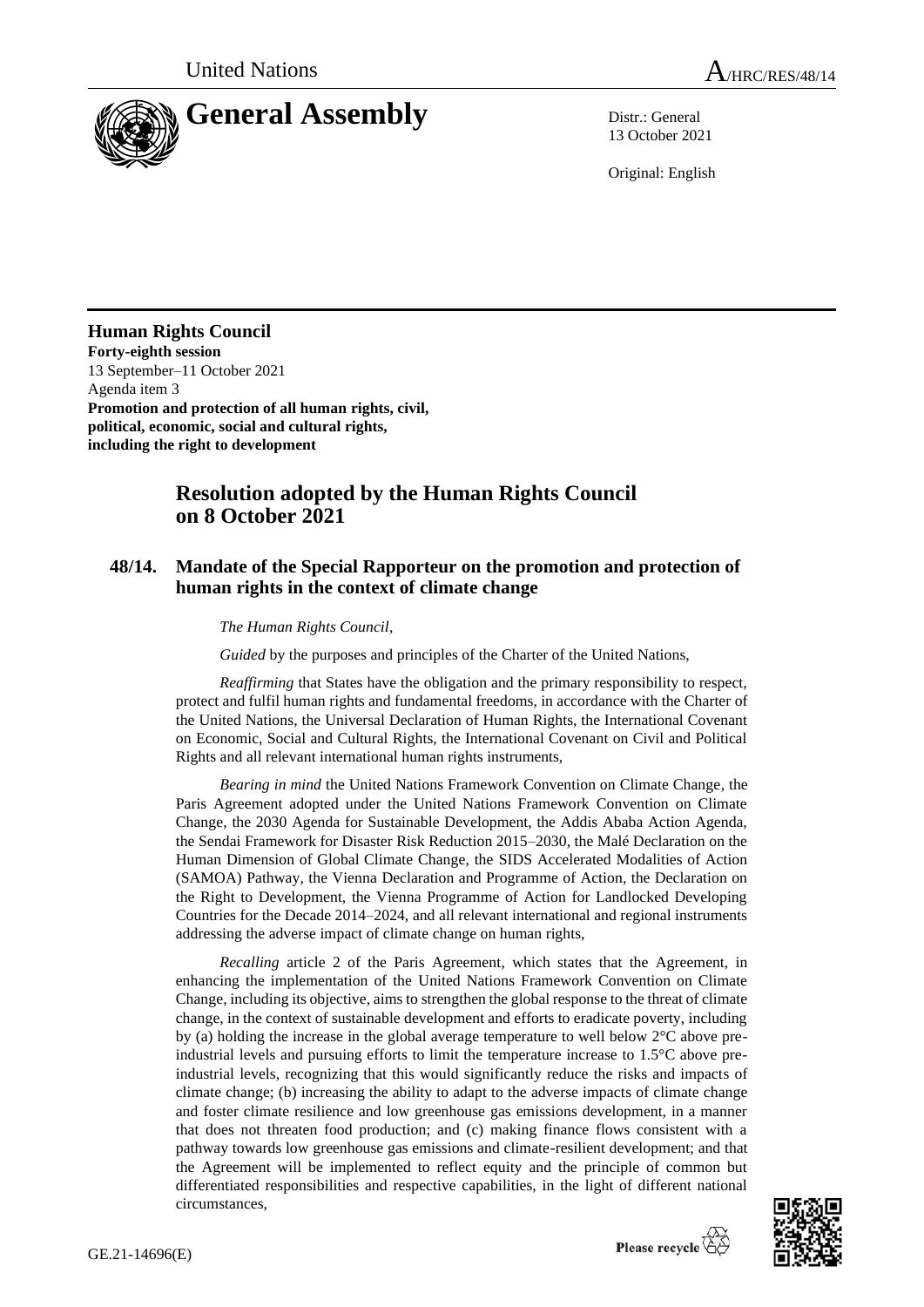United Nations A/HRC/RES/48/14

# General Assembly

Distr.: General
13 October 2021

Original: English

**Human Rights Council**
**Forty-eighth session**
13 September–11 October 2021
Agenda item 3
**Promotion and protection of all human rights, civil, political, economic, social and cultural rights, including the right to development**

## Resolution adopted by the Human Rights Council on 8 October 2021

### 48/14. Mandate of the Special Rapporteur on the promotion and protection of human rights in the context of climate change

*The Human Rights Council*,

*Guided* by the purposes and principles of the Charter of the United Nations,

*Reaffirming* that States have the obligation and the primary responsibility to respect, protect and fulfil human rights and fundamental freedoms, in accordance with the Charter of the United Nations, the Universal Declaration of Human Rights, the International Covenant on Economic, Social and Cultural Rights, the International Covenant on Civil and Political Rights and all relevant international human rights instruments,

*Bearing in mind* the United Nations Framework Convention on Climate Change, the Paris Agreement adopted under the United Nations Framework Convention on Climate Change, the 2030 Agenda for Sustainable Development, the Addis Ababa Action Agenda, the Sendai Framework for Disaster Risk Reduction 2015–2030, the Malé Declaration on the Human Dimension of Global Climate Change, the SIDS Accelerated Modalities of Action (SAMOA) Pathway, the Vienna Declaration and Programme of Action, the Declaration on the Right to Development, the Vienna Programme of Action for Landlocked Developing Countries for the Decade 2014–2024, and all relevant international and regional instruments addressing the adverse impact of climate change on human rights,

*Recalling* article 2 of the Paris Agreement, which states that the Agreement, in enhancing the implementation of the United Nations Framework Convention on Climate Change, including its objective, aims to strengthen the global response to the threat of climate change, in the context of sustainable development and efforts to eradicate poverty, including by (a) holding the increase in the global average temperature to well below 2°C above pre-industrial levels and pursuing efforts to limit the temperature increase to 1.5°C above pre-industrial levels, recognizing that this would significantly reduce the risks and impacts of climate change; (b) increasing the ability to adapt to the adverse impacts of climate change and foster climate resilience and low greenhouse gas emissions development, in a manner that does not threaten food production; and (c) making finance flows consistent with a pathway towards low greenhouse gas emissions and climate-resilient development; and that the Agreement will be implemented to reflect equity and the principle of common but differentiated responsibilities and respective capabilities, in the light of different national circumstances,

GE.21-14696(E)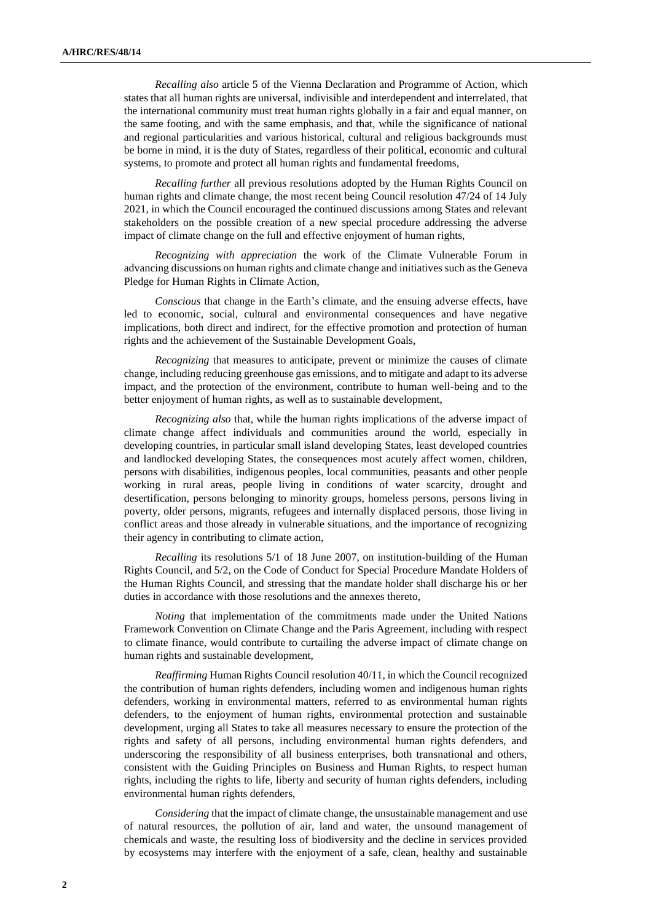*Recalling also* article 5 of the Vienna Declaration and Programme of Action, which states that all human rights are universal, indivisible and interdependent and interrelated, that the international community must treat human rights globally in a fair and equal manner, on the same footing, and with the same emphasis, and that, while the significance of national and regional particularities and various historical, cultural and religious backgrounds must be borne in mind, it is the duty of States, regardless of their political, economic and cultural systems, to promote and protect all human rights and fundamental freedoms,

*Recalling further* all previous resolutions adopted by the Human Rights Council on human rights and climate change, the most recent being Council resolution 47/24 of 14 July 2021, in which the Council encouraged the continued discussions among States and relevant stakeholders on the possible creation of a new special procedure addressing the adverse impact of climate change on the full and effective enjoyment of human rights,

*Recognizing with appreciation* the work of the Climate Vulnerable Forum in advancing discussions on human rights and climate change and initiatives such as the Geneva Pledge for Human Rights in Climate Action,

*Conscious* that change in the Earth's climate, and the ensuing adverse effects, have led to economic, social, cultural and environmental consequences and have negative implications, both direct and indirect, for the effective promotion and protection of human rights and the achievement of the Sustainable Development Goals,

*Recognizing* that measures to anticipate, prevent or minimize the causes of climate change, including reducing greenhouse gas emissions, and to mitigate and adapt to its adverse impact, and the protection of the environment, contribute to human well-being and to the better enjoyment of human rights, as well as to sustainable development,

*Recognizing also* that, while the human rights implications of the adverse impact of climate change affect individuals and communities around the world, especially in developing countries, in particular small island developing States, least developed countries and landlocked developing States, the consequences most acutely affect women, children, persons with disabilities, indigenous peoples, local communities, peasants and other people working in rural areas, people living in conditions of water scarcity, drought and desertification, persons belonging to minority groups, homeless persons, persons living in poverty, older persons, migrants, refugees and internally displaced persons, those living in conflict areas and those already in vulnerable situations, and the importance of recognizing their agency in contributing to climate action,

*Recalling* its resolutions 5/1 of 18 June 2007, on institution-building of the Human Rights Council, and 5/2, on the Code of Conduct for Special Procedure Mandate Holders of the Human Rights Council, and stressing that the mandate holder shall discharge his or her duties in accordance with those resolutions and the annexes thereto,

*Noting* that implementation of the commitments made under the United Nations Framework Convention on Climate Change and the Paris Agreement, including with respect to climate finance, would contribute to curtailing the adverse impact of climate change on human rights and sustainable development,

*Reaffirming* Human Rights Council resolution 40/11, in which the Council recognized the contribution of human rights defenders, including women and indigenous human rights defenders, working in environmental matters, referred to as environmental human rights defenders, to the enjoyment of human rights, environmental protection and sustainable development, urging all States to take all measures necessary to ensure the protection of the rights and safety of all persons, including environmental human rights defenders, and underscoring the responsibility of all business enterprises, both transnational and others, consistent with the Guiding Principles on Business and Human Rights, to respect human rights, including the rights to life, liberty and security of human rights defenders, including environmental human rights defenders,

*Considering* that the impact of climate change, the unsustainable management and use of natural resources, the pollution of air, land and water, the unsound management of chemicals and waste, the resulting loss of biodiversity and the decline in services provided by ecosystems may interfere with the enjoyment of a safe, clean, healthy and sustainable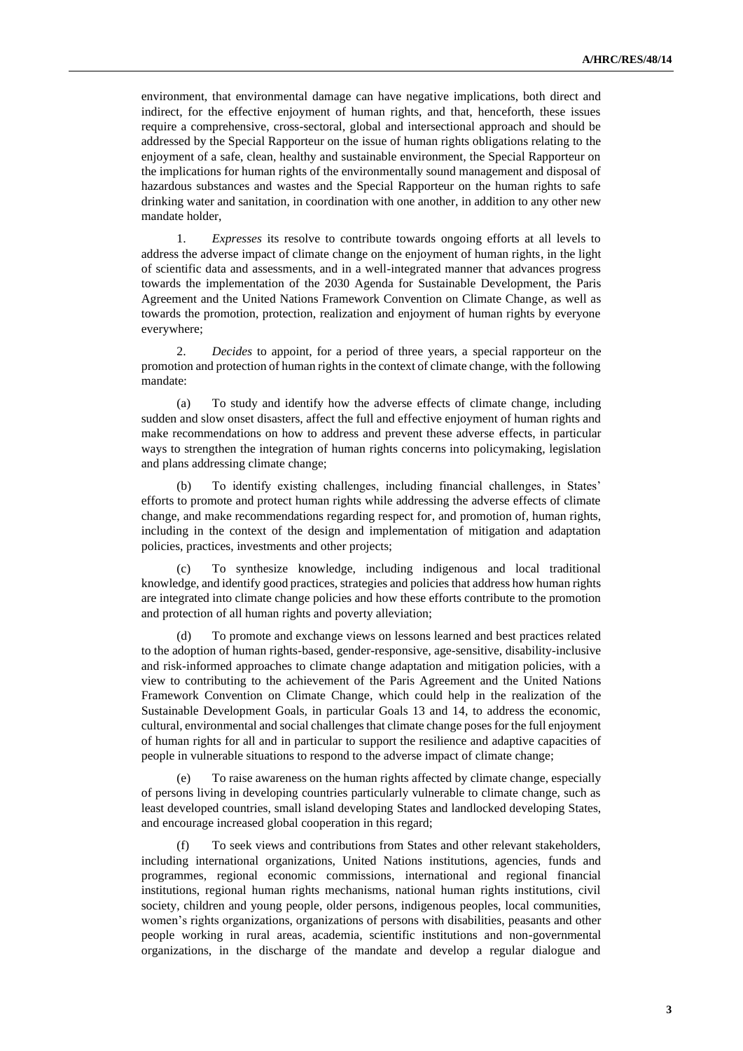environment, that environmental damage can have negative implications, both direct and indirect, for the effective enjoyment of human rights, and that, henceforth, these issues require a comprehensive, cross-sectoral, global and intersectional approach and should be addressed by the Special Rapporteur on the issue of human rights obligations relating to the enjoyment of a safe, clean, healthy and sustainable environment, the Special Rapporteur on the implications for human rights of the environmentally sound management and disposal of hazardous substances and wastes and the Special Rapporteur on the human rights to safe drinking water and sanitation, in coordination with one another, in addition to any other new mandate holder,

1. *Expresses* its resolve to contribute towards ongoing efforts at all levels to address the adverse impact of climate change on the enjoyment of human rights, in the light of scientific data and assessments, and in a well-integrated manner that advances progress towards the implementation of the 2030 Agenda for Sustainable Development, the Paris Agreement and the United Nations Framework Convention on Climate Change, as well as towards the promotion, protection, realization and enjoyment of human rights by everyone everywhere;

2. *Decides* to appoint, for a period of three years, a special rapporteur on the promotion and protection of human rights in the context of climate change, with the following mandate:

(a) To study and identify how the adverse effects of climate change, including sudden and slow onset disasters, affect the full and effective enjoyment of human rights and make recommendations on how to address and prevent these adverse effects, in particular ways to strengthen the integration of human rights concerns into policymaking, legislation and plans addressing climate change;

(b) To identify existing challenges, including financial challenges, in States' efforts to promote and protect human rights while addressing the adverse effects of climate change, and make recommendations regarding respect for, and promotion of, human rights, including in the context of the design and implementation of mitigation and adaptation policies, practices, investments and other projects;

(c) To synthesize knowledge, including indigenous and local traditional knowledge, and identify good practices, strategies and policies that address how human rights are integrated into climate change policies and how these efforts contribute to the promotion and protection of all human rights and poverty alleviation;

(d) To promote and exchange views on lessons learned and best practices related to the adoption of human rights-based, gender-responsive, age-sensitive, disability-inclusive and risk-informed approaches to climate change adaptation and mitigation policies, with a view to contributing to the achievement of the Paris Agreement and the United Nations Framework Convention on Climate Change, which could help in the realization of the Sustainable Development Goals, in particular Goals 13 and 14, to address the economic, cultural, environmental and social challenges that climate change poses for the full enjoyment of human rights for all and in particular to support the resilience and adaptive capacities of people in vulnerable situations to respond to the adverse impact of climate change;

(e) To raise awareness on the human rights affected by climate change, especially of persons living in developing countries particularly vulnerable to climate change, such as least developed countries, small island developing States and landlocked developing States, and encourage increased global cooperation in this regard;

(f) To seek views and contributions from States and other relevant stakeholders, including international organizations, United Nations institutions, agencies, funds and programmes, regional economic commissions, international and regional financial institutions, regional human rights mechanisms, national human rights institutions, civil society, children and young people, older persons, indigenous peoples, local communities, women's rights organizations, organizations of persons with disabilities, peasants and other people working in rural areas, academia, scientific institutions and non-governmental organizations, in the discharge of the mandate and develop a regular dialogue and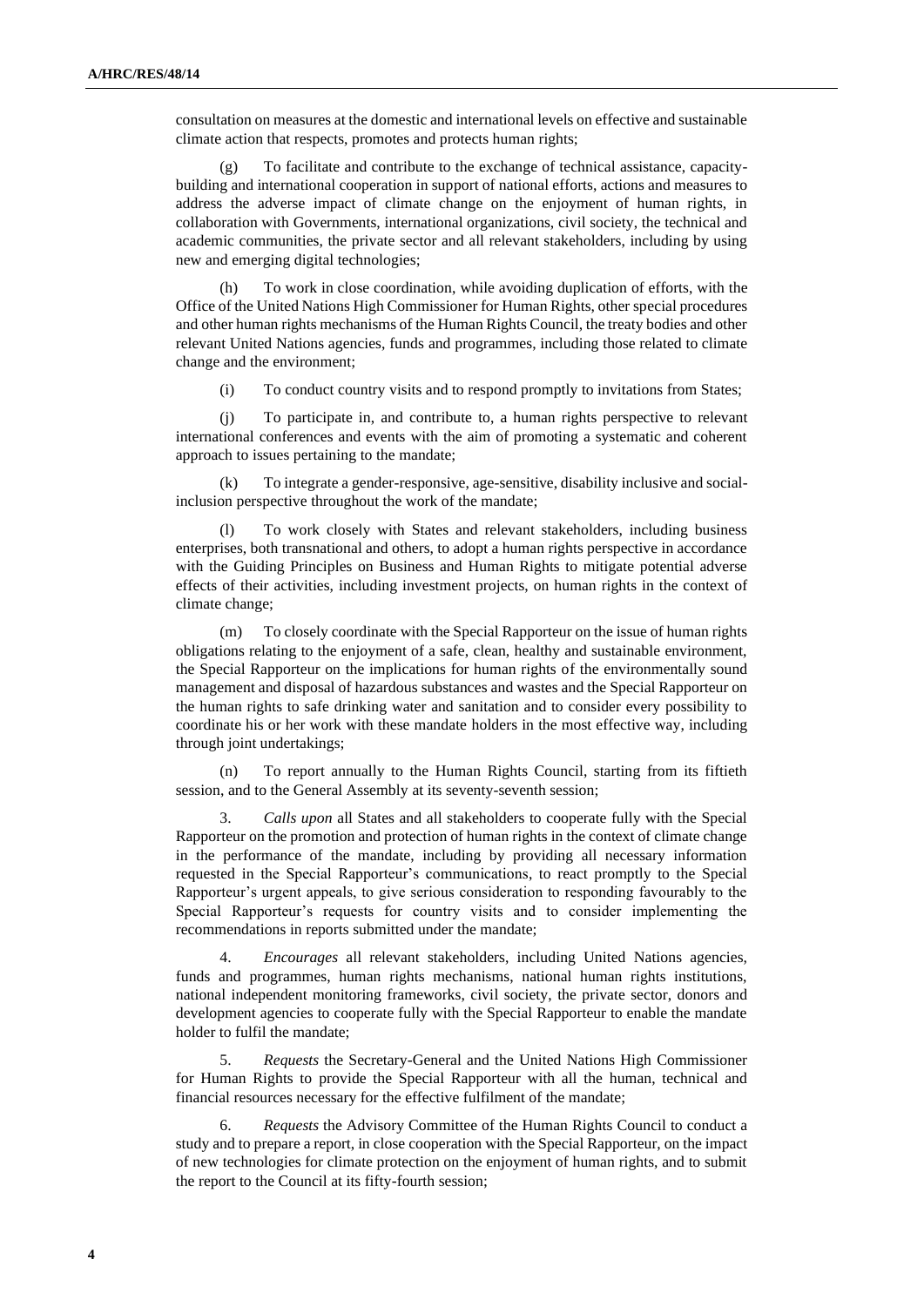consultation on measures at the domestic and international levels on effective and sustainable climate action that respects, promotes and protects human rights;

(g) To facilitate and contribute to the exchange of technical assistance, capacity-building and international cooperation in support of national efforts, actions and measures to address the adverse impact of climate change on the enjoyment of human rights, in collaboration with Governments, international organizations, civil society, the technical and academic communities, the private sector and all relevant stakeholders, including by using new and emerging digital technologies;

(h) To work in close coordination, while avoiding duplication of efforts, with the Office of the United Nations High Commissioner for Human Rights, other special procedures and other human rights mechanisms of the Human Rights Council, the treaty bodies and other relevant United Nations agencies, funds and programmes, including those related to climate change and the environment;

(i) To conduct country visits and to respond promptly to invitations from States;

(j) To participate in, and contribute to, a human rights perspective to relevant international conferences and events with the aim of promoting a systematic and coherent approach to issues pertaining to the mandate;

(k) To integrate a gender-responsive, age-sensitive, disability inclusive and social-inclusion perspective throughout the work of the mandate;

(l) To work closely with States and relevant stakeholders, including business enterprises, both transnational and others, to adopt a human rights perspective in accordance with the Guiding Principles on Business and Human Rights to mitigate potential adverse effects of their activities, including investment projects, on human rights in the context of climate change;

(m) To closely coordinate with the Special Rapporteur on the issue of human rights obligations relating to the enjoyment of a safe, clean, healthy and sustainable environment, the Special Rapporteur on the implications for human rights of the environmentally sound management and disposal of hazardous substances and wastes and the Special Rapporteur on the human rights to safe drinking water and sanitation and to consider every possibility to coordinate his or her work with these mandate holders in the most effective way, including through joint undertakings;

(n) To report annually to the Human Rights Council, starting from its fiftieth session, and to the General Assembly at its seventy-seventh session;

3. *Calls upon* all States and all stakeholders to cooperate fully with the Special Rapporteur on the promotion and protection of human rights in the context of climate change in the performance of the mandate, including by providing all necessary information requested in the Special Rapporteur's communications, to react promptly to the Special Rapporteur's urgent appeals, to give serious consideration to responding favourably to the Special Rapporteur's requests for country visits and to consider implementing the recommendations in reports submitted under the mandate;

4. *Encourages* all relevant stakeholders, including United Nations agencies, funds and programmes, human rights mechanisms, national human rights institutions, national independent monitoring frameworks, civil society, the private sector, donors and development agencies to cooperate fully with the Special Rapporteur to enable the mandate holder to fulfil the mandate;

5. *Requests* the Secretary-General and the United Nations High Commissioner for Human Rights to provide the Special Rapporteur with all the human, technical and financial resources necessary for the effective fulfilment of the mandate;

6. *Requests* the Advisory Committee of the Human Rights Council to conduct a study and to prepare a report, in close cooperation with the Special Rapporteur, on the impact of new technologies for climate protection on the enjoyment of human rights, and to submit the report to the Council at its fifty-fourth session;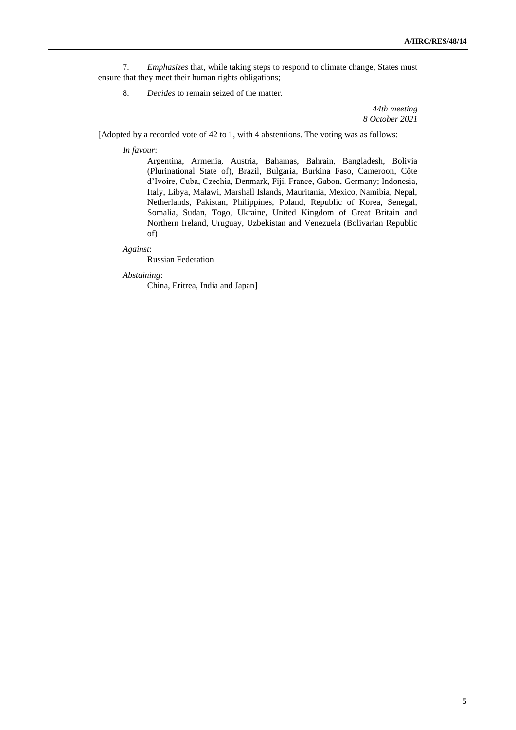7. *Emphasizes* that, while taking steps to respond to climate change, States must ensure that they meet their human rights obligations;

8. *Decides* to remain seized of the matter.

*44th meeting*
*8 October 2021*

[Adopted by a recorded vote of 42 to 1, with 4 abstentions. The voting was as follows:

*In favour*:

Argentina, Armenia, Austria, Bahamas, Bahrain, Bangladesh, Bolivia (Plurinational State of), Brazil, Bulgaria, Burkina Faso, Cameroon, Côte d'Ivoire, Cuba, Czechia, Denmark, Fiji, France, Gabon, Germany; Indonesia, Italy, Libya, Malawi, Marshall Islands, Mauritania, Mexico, Namibia, Nepal, Netherlands, Pakistan, Philippines, Poland, Republic of Korea, Senegal, Somalia, Sudan, Togo, Ukraine, United Kingdom of Great Britain and Northern Ireland, Uruguay, Uzbekistan and Venezuela (Bolivarian Republic of)

*Against*:

Russian Federation

*Abstaining*:

China, Eritrea, India and Japan]